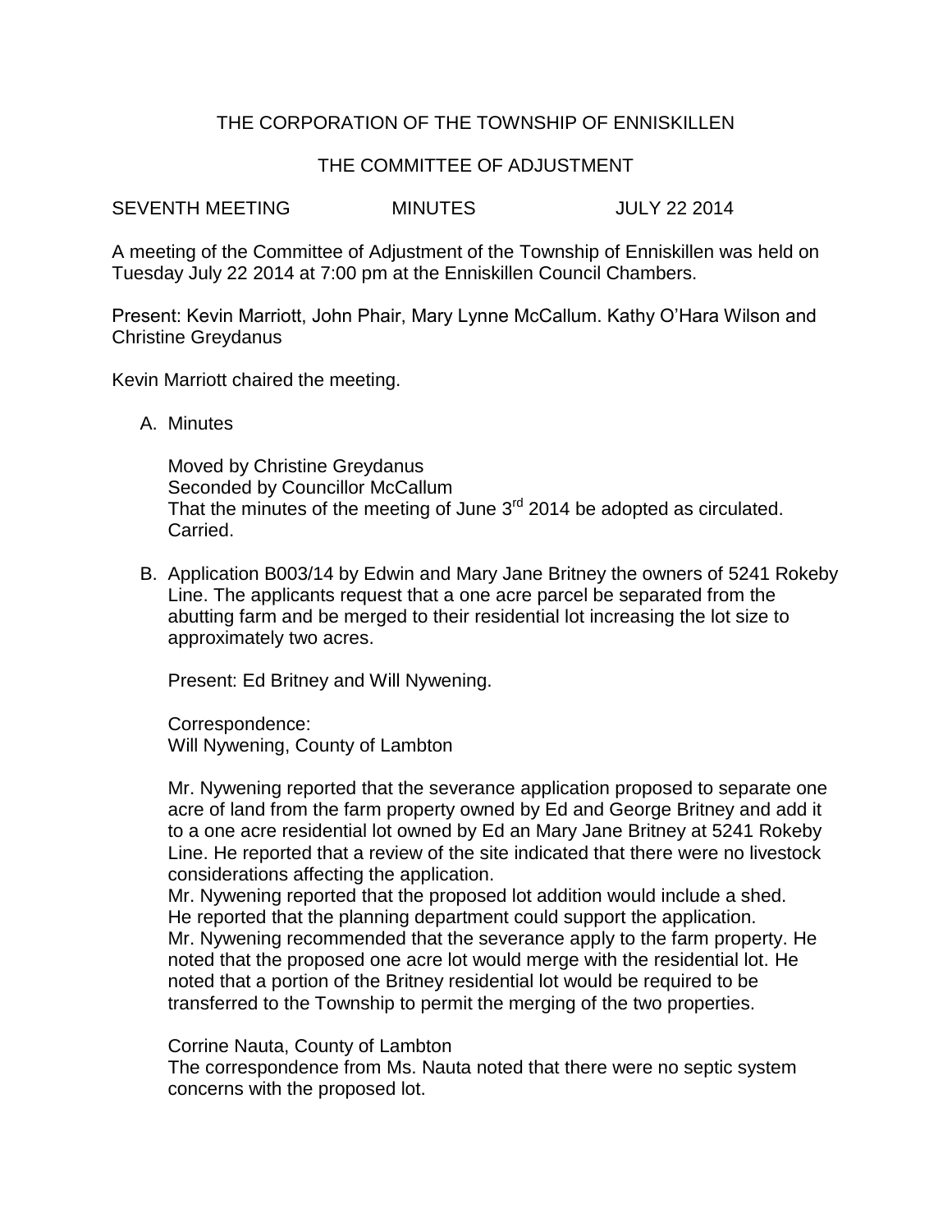THE CORPORATION OF THE TOWNSHIP OF ENNISKILLEN

THE COMMITTEE OF ADJUSTMENT

SEVENTH MEETING MINUTES JULY 22 2014

A meeting of the Committee of Adjustment of the Township of Enniskillen was held on Tuesday July 22 2014 at 7:00 pm at the Enniskillen Council Chambers.

Present: Kevin Marriott, John Phair, Mary Lynne McCallum. Kathy O'Hara Wilson and Christine Greydanus

Kevin Marriott chaired the meeting.

A. Minutes

   Moved by Christine Greydanus
   Seconded by Councillor McCallum
   That the minutes of the meeting of June 3rd 2014 be adopted as circulated.
   Carried.

B. Application B003/14 by Edwin and Mary Jane Britney the owners of 5241 Rokeby Line. The applicants request that a one acre parcel be separated from the abutting farm and be merged to their residential lot increasing the lot size to approximately two acres.

   Present: Ed Britney and Will Nywening.

   Correspondence:
   Will Nywening, County of Lambton

   Mr. Nywening reported that the severance application proposed to separate one acre of land from the farm property owned by Ed and George Britney and add it to a one acre residential lot owned by Ed an Mary Jane Britney at 5241 Rokeby Line. He reported that a review of the site indicated that there were no livestock considerations affecting the application.
   Mr. Nywening reported that the proposed lot addition would include a shed.
   He reported that the planning department could support the application.
   Mr. Nywening recommended that the severance apply to the farm property. He noted that the proposed one acre lot would merge with the residential lot. He noted that a portion of the Britney residential lot would be required to be transferred to the Township to permit the merging of the two properties.

   Corrine Nauta, County of Lambton
   The correspondence from Ms. Nauta noted that there were no septic system concerns with the proposed lot.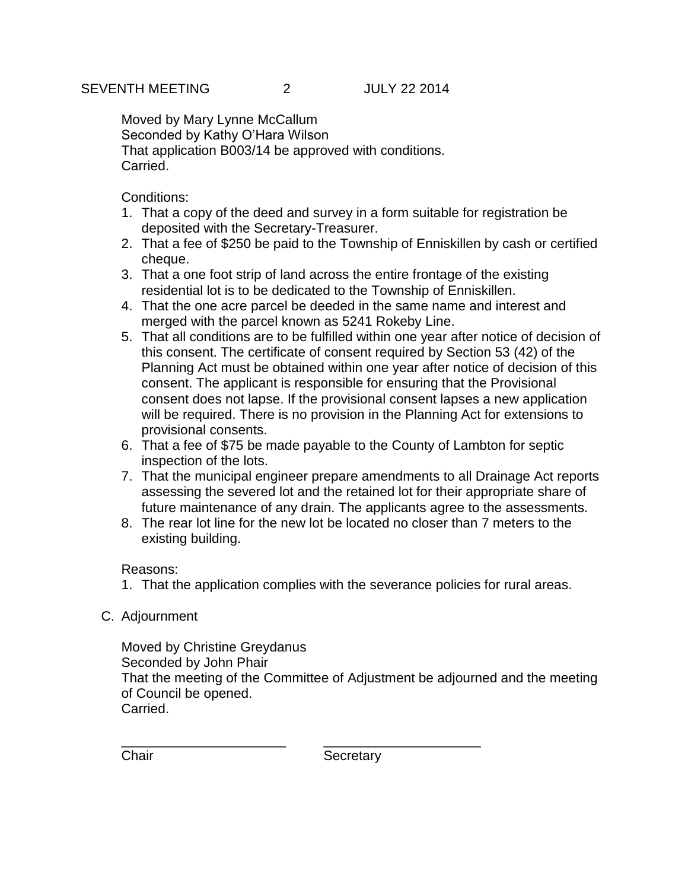Moved by Mary Lynne McCallum
Seconded by Kathy O'Hara Wilson
That application B003/14 be approved with conditions.
Carried.

Conditions:

1. That a copy of the deed and survey in a form suitable for registration be deposited with the Secretary-Treasurer.
2. That a fee of $250 be paid to the Township of Enniskillen by cash or certified cheque.
3. That a one foot strip of land across the entire frontage of the existing residential lot is to be dedicated to the Township of Enniskillen.
4. That the one acre parcel be deeded in the same name and interest and merged with the parcel known as 5241 Rokeby Line.
5. That all conditions are to be fulfilled within one year after notice of decision of this consent. The certificate of consent required by Section 53 (42) of the Planning Act must be obtained within one year after notice of decision of this consent. The applicant is responsible for ensuring that the Provisional consent does not lapse. If the provisional consent lapses a new application will be required. There is no provision in the Planning Act for extensions to provisional consents.
6. That a fee of $75 be made payable to the County of Lambton for septic inspection of the lots.
7. That the municipal engineer prepare amendments to all Drainage Act reports assessing the severed lot and the retained lot for their appropriate share of future maintenance of any drain. The applicants agree to the assessments.
8. The rear lot line for the new lot be located no closer than 7 meters to the existing building.

Reasons:

1. That the application complies with the severance policies for rural areas.

C. Adjournment

Moved by Christine Greydanus
Seconded by John Phair
That the meeting of the Committee of Adjustment be adjourned and the meeting of Council be opened.
Carried.

______________________ ______________________
Chair Secretary